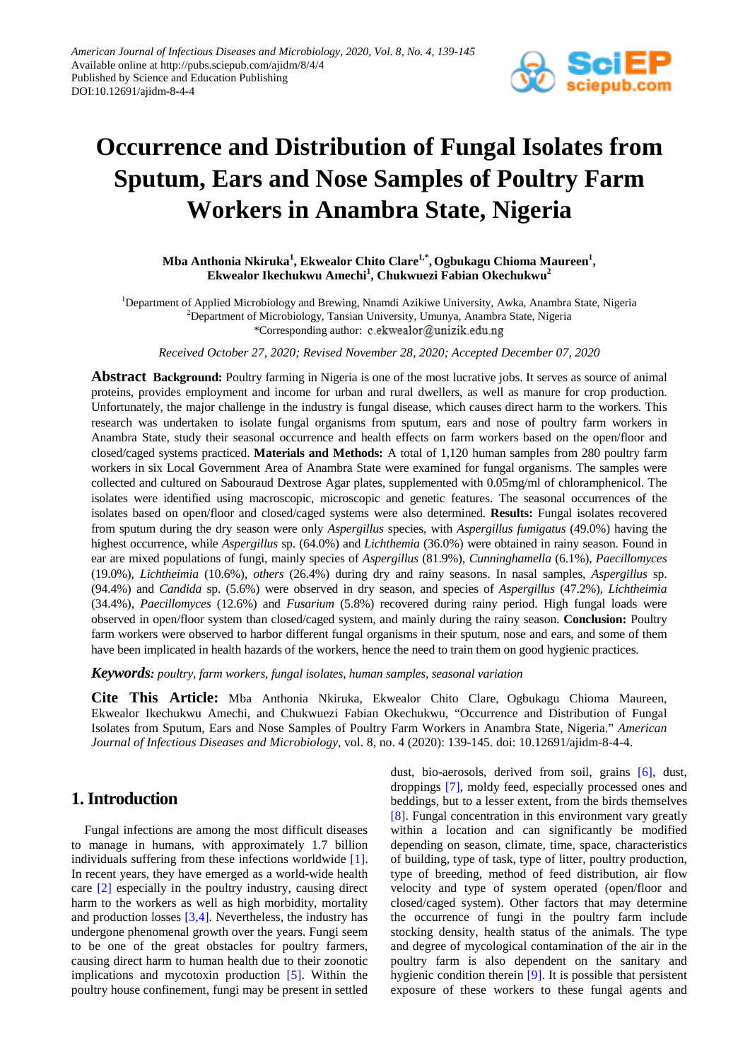# Occurrence and Distribution of Fungal Isolates from Sputum, Ears and Nose Samples of Poultry Farm Workers in Anambra State, Nigeria

**Mba Anthonia Nkiruka[1], Ekwealor Chito Clare[1,*], Ogbukagu Chioma Maureen[1], Ekwealor Ikechukwu Amechi[1], Chukwuezi Fabian Okechukwu[2]**

[1]Department of Applied Microbiology and Brewing, Nnamdi Azikiwe University, Awka, Anambra State, Nigeria
[2]Department of Microbiology, Tansian University, Umunya, Anambra State, Nigeria
*Corresponding author: c.ekwealor@unizik.edu.ng

*Received October 27, 2020; Revised November 28, 2020; Accepted December 07, 2020*

**Abstract** **Background:** Poultry farming in Nigeria is one of the most lucrative jobs. It serves as source of animal proteins, provides employment and income for urban and rural dwellers, as well as manure for crop production. Unfortunately, the major challenge in the industry is fungal disease, which causes direct harm to the workers. This research was undertaken to isolate fungal organisms from sputum, ears and nose of poultry farm workers in Anambra State, study their seasonal occurrence and health effects on farm workers based on the open/floor and closed/caged systems practiced. **Materials and Methods:** A total of 1,120 human samples from 280 poultry farm workers in six Local Government Area of Anambra State were examined for fungal organisms. The samples were collected and cultured on Sabouraud Dextrose Agar plates, supplemented with 0.05mg/ml of chloramphenicol. The isolates were identified using macroscopic, microscopic and genetic features. The seasonal occurrences of the isolates based on open/floor and closed/caged systems were also determined. **Results:** Fungal isolates recovered from sputum during the dry season were only *Aspergillus* species, with *Aspergillus fumigatus* (49.0%) having the highest occurrence, while *Aspergillus* sp. (64.0%) and *Lichthemia* (36.0%) were obtained in rainy season. Found in ear are mixed populations of fungi, mainly species of *Aspergillus* (81.9%), *Cunninghamella* (6.1%), *Paecillomyces* (19.0%), *Lichtheimia* (10.6%), *others* (26.4%) during dry and rainy seasons. In nasal samples, *Aspergillus* sp. (94.4%) and *Candida* sp. (5.6%) were observed in dry season, and species of *Aspergillus* (47.2%), *Lichtheimia* (34.4%), *Paecillomyces* (12.6%) and *Fusarium* (5.8%) recovered during rainy period. High fungal loads were observed in open/floor system than closed/caged system, and mainly during the rainy season. **Conclusion:** Poultry farm workers were observed to harbor different fungal organisms in their sputum, nose and ears, and some of them have been implicated in health hazards of the workers, hence the need to train them on good hygienic practices.

***Keywords:*** *poultry, farm workers, fungal isolates, human samples, seasonal variation*

**Cite This Article:** Mba Anthonia Nkiruka, Ekwealor Chito Clare, Ogbukagu Chioma Maureen, Ekwealor Ikechukwu Amechi, and Chukwuezi Fabian Okechukwu, "Occurrence and Distribution of Fungal Isolates from Sputum, Ears and Nose Samples of Poultry Farm Workers in Anambra State, Nigeria." *American Journal of Infectious Diseases and Microbiology*, vol. 8, no. 4 (2020): 139-145. doi: 10.12691/ajidm-8-4-4.

## 1. Introduction

Fungal infections are among the most difficult diseases to manage in humans, with approximately 1.7 billion individuals suffering from these infections worldwide [1]. In recent years, they have emerged as a world-wide health care [2] especially in the poultry industry, causing direct harm to the workers as well as high morbidity, mortality and production losses [3,4]. Nevertheless, the industry has undergone phenomenal growth over the years. Fungi seem to be one of the great obstacles for poultry farmers, causing direct harm to human health due to their zoonotic implications and mycotoxin production [5]. Within the poultry house confinement, fungi may be present in settled dust, bio-aerosols, derived from soil, grains [6], dust, droppings [7], moldy feed, especially processed ones and beddings, but to a lesser extent, from the birds themselves [8]. Fungal concentration in this environment vary greatly within a location and can significantly be modified depending on season, climate, time, space, characteristics of building, type of task, type of litter, poultry production, type of breeding, method of feed distribution, air flow velocity and type of system operated (open/floor and closed/caged system). Other factors that may determine the occurrence of fungi in the poultry farm include stocking density, health status of the animals. The type and degree of mycological contamination of the air in the poultry farm is also dependent on the sanitary and hygienic condition therein [9]. It is possible that persistent exposure of these workers to these fungal agents and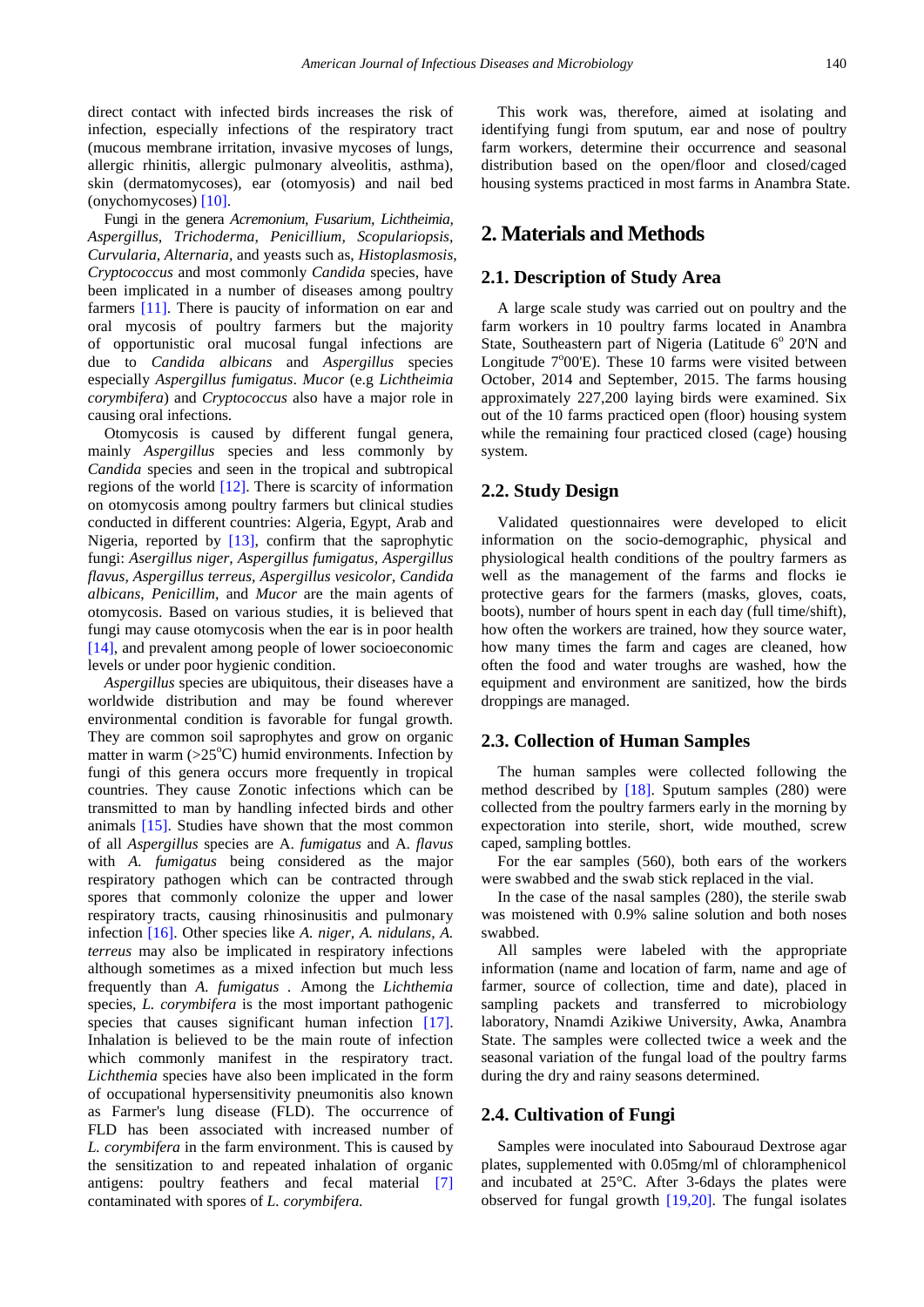direct contact with infected birds increases the risk of infection, especially infections of the respiratory tract (mucous membrane irritation, invasive mycoses of lungs, allergic rhinitis, allergic pulmonary alveolitis, asthma), skin (dermatomycoses), ear (otomyosis) and nail bed (onychomycoses) [10].

Fungi in the genera *Acremonium, Fusarium, Lichtheimia, Aspergillus, Trichoderma, Penicillium, Scopulariopsis, Curvularia, Alternaria*, and yeasts such as, *Histoplasmosis, Cryptococcus* and most commonly *Candida* species, have been implicated in a number of diseases among poultry farmers [11]. There is paucity of information on ear and oral mycosis of poultry farmers but the majority of opportunistic oral mucosal fungal infections are due to *Candida albicans* and *Aspergillus* species especially *Aspergillus fumigatus*. *Mucor* (e.g *Lichtheimia corymbifera*) and *Cryptococcus* also have a major role in causing oral infections.

Otomycosis is caused by different fungal genera, mainly *Aspergillus* species and less commonly by *Candida* species and seen in the tropical and subtropical regions of the world [12]. There is scarcity of information on otomycosis among poultry farmers but clinical studies conducted in different countries: Algeria, Egypt, Arab and Nigeria, reported by [13], confirm that the saprophytic fungi: *Asergillus niger, Aspergillus fumigatus, Aspergillus flavus, Aspergillus terreus, Aspergillus vesicolor, Candida albicans, Penicillim*, and *Mucor* are the main agents of otomycosis. Based on various studies, it is believed that fungi may cause otomycosis when the ear is in poor health [14], and prevalent among people of lower socioeconomic levels or under poor hygienic condition.

*Aspergillus* species are ubiquitous, their diseases have a worldwide distribution and may be found wherever environmental condition is favorable for fungal growth. They are common soil saprophytes and grow on organic matter in warm (>25°C) humid environments. Infection by fungi of this genera occurs more frequently in tropical countries. They cause Zonotic infections which can be transmitted to man by handling infected birds and other animals [15]. Studies have shown that the most common of all *Aspergillus* species are A. *fumigatus* and A. *flavus* with *A. fumigatus* being considered as the major respiratory pathogen which can be contracted through spores that commonly colonize the upper and lower respiratory tracts, causing rhinosinusitis and pulmonary infection [16]. Other species like *A. niger, A. nidulans, A. terreus* may also be implicated in respiratory infections although sometimes as a mixed infection but much less frequently than *A. fumigatus* . Among the *Lichthemia* species, *L. corymbifera* is the most important pathogenic species that causes significant human infection [17]. Inhalation is believed to be the main route of infection which commonly manifest in the respiratory tract. *Lichthemia* species have also been implicated in the form of occupational hypersensitivity pneumonitis also known as Farmer's lung disease (FLD). The occurrence of FLD has been associated with increased number of *L. corymbifera* in the farm environment. This is caused by the sensitization to and repeated inhalation of organic antigens: poultry feathers and fecal material [7] contaminated with spores of *L. corymbifera.*

This work was, therefore, aimed at isolating and identifying fungi from sputum, ear and nose of poultry farm workers, determine their occurrence and seasonal distribution based on the open/floor and closed/caged housing systems practiced in most farms in Anambra State.

## 2. Materials and Methods

### 2.1. Description of Study Area

A large scale study was carried out on poultry and the farm workers in 10 poultry farms located in Anambra State, Southeastern part of Nigeria (Latitude 6° 20'N and Longitude 7°00'E). These 10 farms were visited between October, 2014 and September, 2015. The farms housing approximately 227,200 laying birds were examined. Six out of the 10 farms practiced open (floor) housing system while the remaining four practiced closed (cage) housing system.

### 2.2. Study Design

Validated questionnaires were developed to elicit information on the socio-demographic, physical and physiological health conditions of the poultry farmers as well as the management of the farms and flocks ie protective gears for the farmers (masks, gloves, coats, boots), number of hours spent in each day (full time/shift), how often the workers are trained, how they source water, how many times the farm and cages are cleaned, how often the food and water troughs are washed, how the equipment and environment are sanitized, how the birds droppings are managed.

### 2.3. Collection of Human Samples

The human samples were collected following the method described by [18]. Sputum samples (280) were collected from the poultry farmers early in the morning by expectoration into sterile, short, wide mouthed, screw caped, sampling bottles.

For the ear samples (560), both ears of the workers were swabbed and the swab stick replaced in the vial.

In the case of the nasal samples (280), the sterile swab was moistened with 0.9% saline solution and both noses swabbed.

All samples were labeled with the appropriate information (name and location of farm, name and age of farmer, source of collection, time and date), placed in sampling packets and transferred to microbiology laboratory, Nnamdi Azikiwe University, Awka, Anambra State. The samples were collected twice a week and the seasonal variation of the fungal load of the poultry farms during the dry and rainy seasons determined.

### 2.4. Cultivation of Fungi

Samples were inoculated into Sabouraud Dextrose agar plates, supplemented with 0.05mg/ml of chloramphenicol and incubated at 25°C. After 3-6days the plates were observed for fungal growth [19,20]. The fungal isolates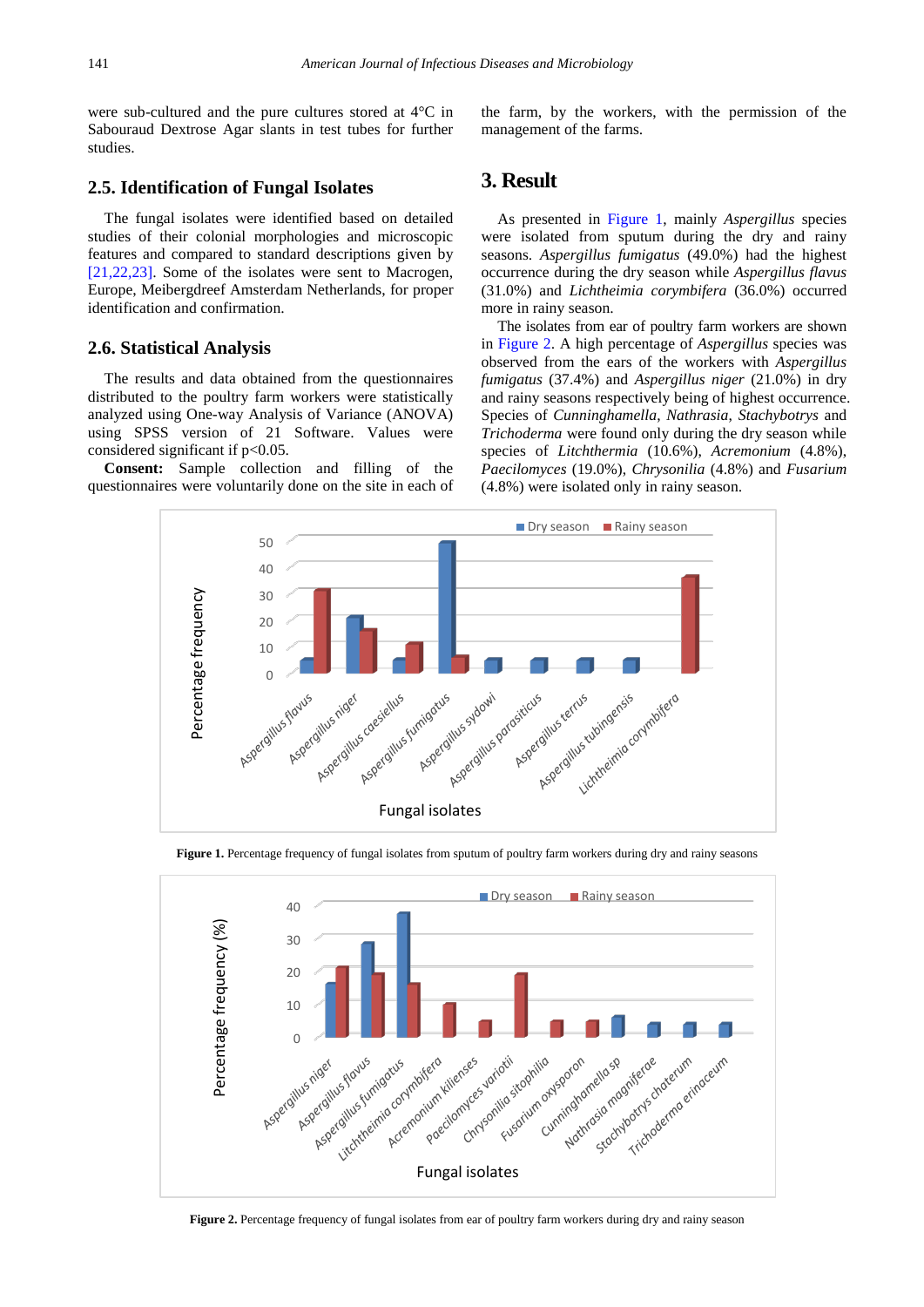were sub-cultured and the pure cultures stored at 4°C in Sabouraud Dextrose Agar slants in test tubes for further studies.

### 2.5. Identification of Fungal Isolates

The fungal isolates were identified based on detailed studies of their colonial morphologies and microscopic features and compared to standard descriptions given by [21,22,23]. Some of the isolates were sent to Macrogen, Europe, Meibergdreef Amsterdam Netherlands, for proper identification and confirmation.

### 2.6. Statistical Analysis

The results and data obtained from the questionnaires distributed to the poultry farm workers were statistically analyzed using One-way Analysis of Variance (ANOVA) using SPSS version of 21 Software. Values were considered significant if p<0.05.

**Consent:** Sample collection and filling of the questionnaires were voluntarily done on the site in each of the farm, by the workers, with the permission of the management of the farms.

## 3. Result

As presented in Figure 1, mainly *Aspergillus* species were isolated from sputum during the dry and rainy seasons. *Aspergillus fumigatus* (49.0%) had the highest occurrence during the dry season while *Aspergillus flavus* (31.0%) and *Lichtheimia corymbifera* (36.0%) occurred more in rainy season.

The isolates from ear of poultry farm workers are shown in Figure 2. A high percentage of *Aspergillus* species was observed from the ears of the workers with *Aspergillus fumigatus* (37.4%) and *Aspergillus niger* (21.0%) in dry and rainy seasons respectively being of highest occurrence. Species of *Cunninghamella*, *Nathrasia*, *Stachybotrys* and *Trichoderma* were found only during the dry season while species of *Litchthermia* (10.6%), *Acremonium* (4.8%), *Paecilomyces* (19.0%), *Chrysonilia* (4.8%) and *Fusarium* (4.8%) were isolated only in rainy season.

**Figure 1.** Percentage frequency of fungal isolates from sputum of poultry farm workers during dry and rainy seasons

**Figure 2.** Percentage frequency of fungal isolates from ear of poultry farm workers during dry and rainy season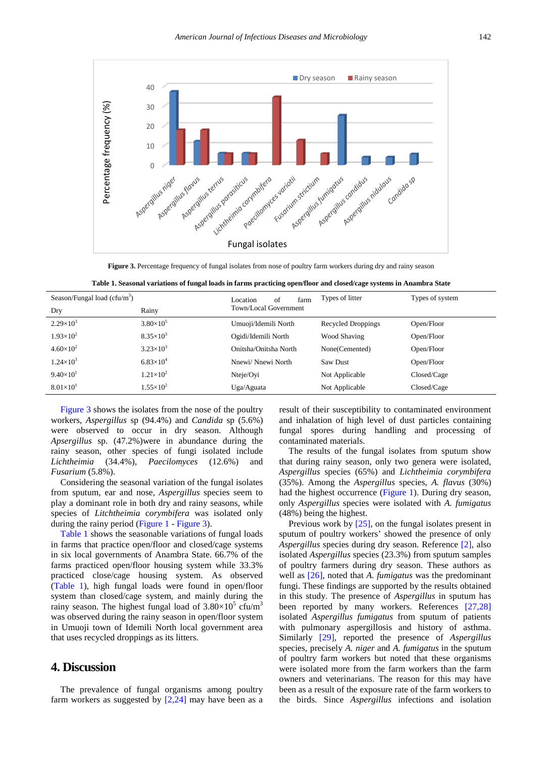**Figure 3.** Percentage frequency of fungal isolates from nose of poultry farm workers during dry and rainy season

**Table 1. Seasonal variations of fungal loads in farms practicing open/floor and closed/cage systems in Anambra State**

| Season/Fungal load (cfu/m$^3$) | | Location of farm Town/Local Government | Types of litter | Types of system |
|---|---|---|---|---|
| Dry | Rainy | | | |
| $2.29\times10^3$ | $3.80\times10^5$ | Umuoji/Idemili North | Recycled Droppings | Open/Floor |
| $1.93\times10^2$ | $8.35\times10^3$ | Ogidi/Idemili North | Wood Shaving | Open/Floor |
| $4.60\times10^2$ | $3.23\times10^3$ | Onitsha/Onitsha North | None(Cemented) | Open/Floor |
| $1.24\times10^3$ | $6.83\times10^4$ | Nnewi/ Nnewi North | Saw Dust | Open/Floor |
| $9.40\times10^1$ | $1.21\times10^2$ | Nteje/Oyi | Not Applicable | Closed/Cage |
| $8.01\times10^1$ | $1.55\times10^2$ | Uga/Aguata | Not Applicable | Closed/Cage |

Figure 3 shows the isolates from the nose of the poultry workers, *Aspergillus* sp (94.4%) and *Candida* sp (5.6%) were observed to occur in dry season. Although *Apsergillus* sp. (47.2%)were in abundance during the rainy season, other species of fungi isolated include *Lichtheimia* (34.4%), *Paecilomyces* (12.6%) and *Fusarium* (5.8%).

Considering the seasonal variation of the fungal isolates from sputum, ear and nose, *Aspergillus* species seem to play a dominant role in both dry and rainy seasons, while species of *Litchtheimia corymbifera* was isolated only during the rainy period (Figure 1 - Figure 3).

Table 1 shows the seasonable variations of fungal loads in farms that practice open/floor and closed/cage systems in six local governments of Anambra State. 66.7% of the farms practiced open/floor housing system while 33.3% practiced close/cage housing system. As observed (Table 1), high fungal loads were found in open/floor system than closed/cage system, and mainly during the rainy season. The highest fungal load of $3.80\times10^5$ cfu/m$^3$ was observed during the rainy season in open/floor system in Umuoji town of Idemili North local government area that uses recycled droppings as its litters.

## 4. Discussion

The prevalence of fungal organisms among poultry farm workers as suggested by [2,24] may have been as a result of their susceptibility to contaminated environment and inhalation of high level of dust particles containing fungal spores during handling and processing of contaminated materials.

The results of the fungal isolates from sputum show that during rainy season, only two genera were isolated, *Aspergillus* species (65%) and *Lichtheimia corymbifera* (35%). Among the *Aspergillus* species, *A. flavus* (30%) had the highest occurrence (Figure 1). During dry season, only *Aspergillus* species were isolated with *A. fumigatus* (48%) being the highest.

Previous work by [25], on the fungal isolates present in sputum of poultry workers' showed the presence of only *Aspergillus* species during dry season. Reference [2], also isolated *Aspergillus* species (23.3%) from sputum samples of poultry farmers during dry season. These authors as well as [26], noted that *A. fumigatus* was the predominant fungi. These findings are supported by the results obtained in this study. The presence of *Aspergillus* in sputum has been reported by many workers. References [27,28] isolated *Aspergillus fumigatus* from sputum of patients with pulmonary aspergillosis and history of asthma. Similarly [29], reported the presence of *Aspergillus* species, precisely *A. niger* and *A. fumigatus* in the sputum of poultry farm workers but noted that these organisms were isolated more from the farm workers than the farm owners and veterinarians. The reason for this may have been as a result of the exposure rate of the farm workers to the birds. Since *Aspergillus* infections and isolation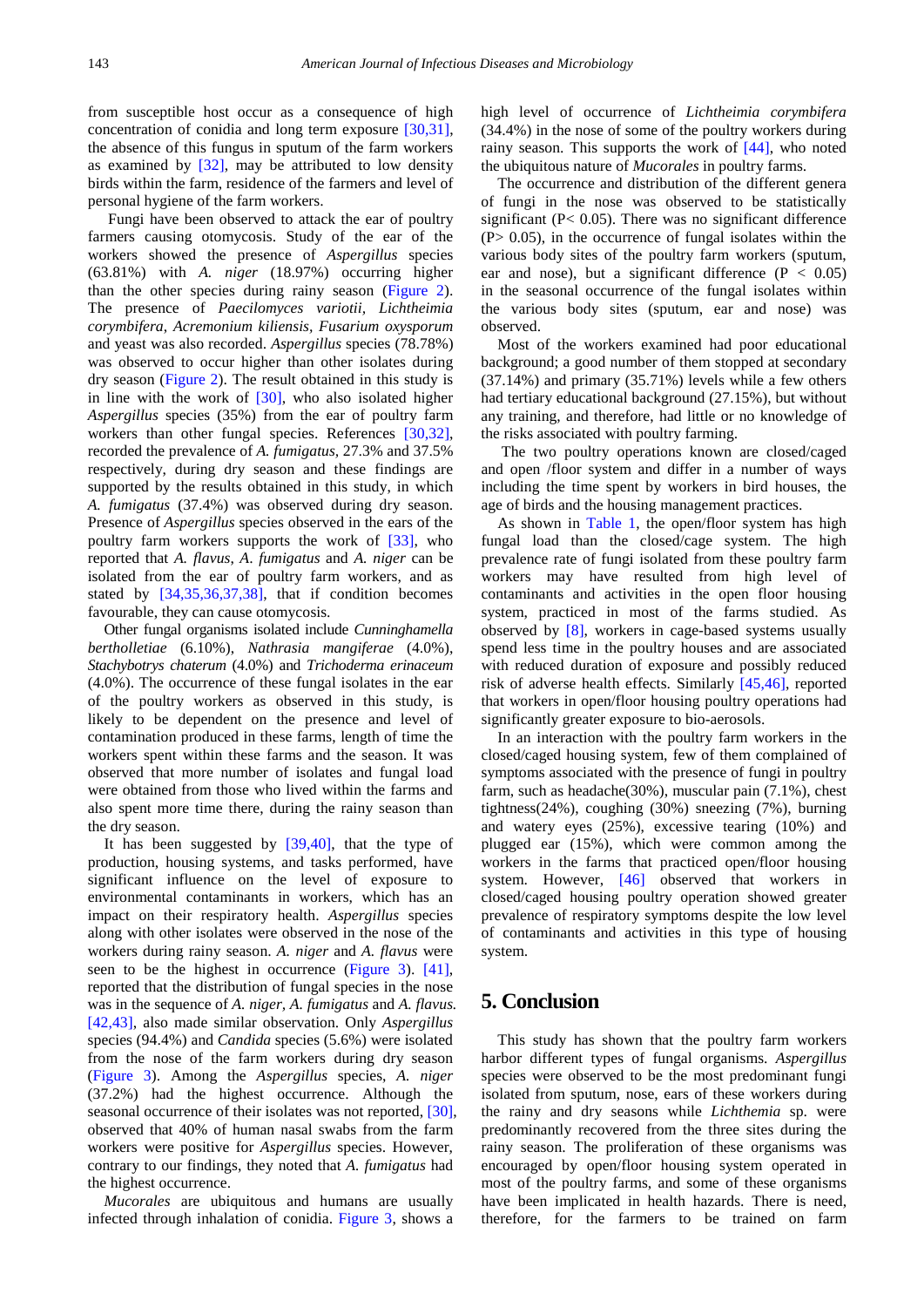from susceptible host occur as a consequence of high concentration of conidia and long term exposure [30,31], the absence of this fungus in sputum of the farm workers as examined by [32], may be attributed to low density birds within the farm, residence of the farmers and level of personal hygiene of the farm workers.

Fungi have been observed to attack the ear of poultry farmers causing otomycosis. Study of the ear of the workers showed the presence of *Aspergillus* species (63.81%) with *A. niger* (18.97%) occurring higher than the other species during rainy season (Figure 2). The presence of *Paecilomyces variotii*, *Lichtheimia corymbifera*, *Acremonium kiliensis*, *Fusarium oxysporum* and yeast was also recorded. *Aspergillus* species (78.78%) was observed to occur higher than other isolates during dry season (Figure 2). The result obtained in this study is in line with the work of [30], who also isolated higher *Aspergillus* species (35%) from the ear of poultry farm workers than other fungal species. References [30,32], recorded the prevalence of *A. fumigatus*, 27.3% and 37.5% respectively, during dry season and these findings are supported by the results obtained in this study, in which *A. fumigatus* (37.4%) was observed during dry season. Presence of *Aspergillus* species observed in the ears of the poultry farm workers supports the work of [33], who reported that *A. flavus*, *A. fumigatus* and *A. niger* can be isolated from the ear of poultry farm workers, and as stated by [34,35,36,37,38], that if condition becomes favourable, they can cause otomycosis.

Other fungal organisms isolated include *Cunninghamella bertholletiae* (6.10%), *Nathrasia mangiferae* (4.0%), *Stachybotrys chaterum* (4.0%) and *Trichoderma erinaceum* (4.0%). The occurrence of these fungal isolates in the ear of the poultry workers as observed in this study, is likely to be dependent on the presence and level of contamination produced in these farms, length of time the workers spent within these farms and the season. It was observed that more number of isolates and fungal load were obtained from those who lived within the farms and also spent more time there, during the rainy season than the dry season.

It has been suggested by [39,40], that the type of production, housing systems, and tasks performed, have significant influence on the level of exposure to environmental contaminants in workers, which has an impact on their respiratory health. *Aspergillus* species along with other isolates were observed in the nose of the workers during rainy season. *A. niger* and *A. flavus* were seen to be the highest in occurrence (Figure 3). [41], reported that the distribution of fungal species in the nose was in the sequence of *A. niger*, *A. fumigatus* and *A. flavus.* [42,43], also made similar observation. Only *Aspergillus* species (94.4%) and *Candida* species (5.6%) were isolated from the nose of the farm workers during dry season (Figure 3). Among the *Aspergillus* species, *A. niger* (37.2%) had the highest occurrence. Although the seasonal occurrence of their isolates was not reported, [30], observed that 40% of human nasal swabs from the farm workers were positive for *Aspergillus* species. However, contrary to our findings, they noted that *A. fumigatus* had the highest occurrence.

*Mucorales* are ubiquitous and humans are usually infected through inhalation of conidia. Figure 3, shows a high level of occurrence of *Lichtheimia corymbifera* (34.4%) in the nose of some of the poultry workers during rainy season. This supports the work of [44], who noted the ubiquitous nature of *Mucorales* in poultry farms.

The occurrence and distribution of the different genera of fungi in the nose was observed to be statistically significant ($P < 0.05$). There was no significant difference ($P > 0.05$), in the occurrence of fungal isolates within the various body sites of the poultry farm workers (sputum, ear and nose), but a significant difference ($P < 0.05$) in the seasonal occurrence of the fungal isolates within the various body sites (sputum, ear and nose) was observed.

Most of the workers examined had poor educational background; a good number of them stopped at secondary (37.14%) and primary (35.71%) levels while a few others had tertiary educational background (27.15%), but without any training, and therefore, had little or no knowledge of the risks associated with poultry farming.

The two poultry operations known are closed/caged and open /floor system and differ in a number of ways including the time spent by workers in bird houses, the age of birds and the housing management practices.

As shown in Table 1, the open/floor system has high fungal load than the closed/cage system. The high prevalence rate of fungi isolated from these poultry farm workers may have resulted from high level of contaminants and activities in the open floor housing system, practiced in most of the farms studied. As observed by [8], workers in cage-based systems usually spend less time in the poultry houses and are associated with reduced duration of exposure and possibly reduced risk of adverse health effects. Similarly [45,46], reported that workers in open/floor housing poultry operations had significantly greater exposure to bio-aerosols.

In an interaction with the poultry farm workers in the closed/caged housing system, few of them complained of symptoms associated with the presence of fungi in poultry farm, such as headache(30%), muscular pain (7.1%), chest tightness(24%), coughing (30%) sneezing (7%), burning and watery eyes (25%), excessive tearing (10%) and plugged ear (15%), which were common among the workers in the farms that practiced open/floor housing system. However, [46] observed that workers in closed/caged housing poultry operation showed greater prevalence of respiratory symptoms despite the low level of contaminants and activities in this type of housing system.

## 5. Conclusion

This study has shown that the poultry farm workers harbor different types of fungal organisms. *Aspergillus* species were observed to be the most predominant fungi isolated from sputum, nose, ears of these workers during the rainy and dry seasons while *Lichthemia* sp. were predominantly recovered from the three sites during the rainy season. The proliferation of these organisms was encouraged by open/floor housing system operated in most of the poultry farms, and some of these organisms have been implicated in health hazards. There is need, therefore, for the farmers to be trained on farm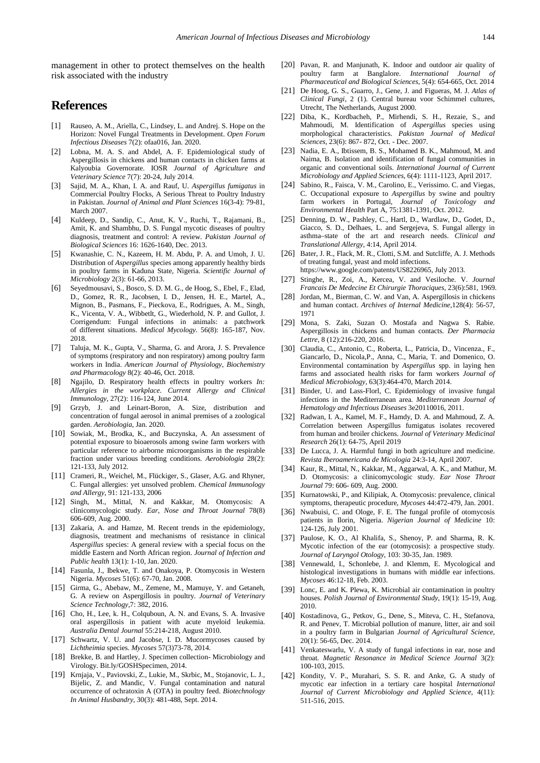management in other to protect themselves on the health risk associated with the industry

## References

[1] Rauseo, A. M., Ariella, C., Lindsey, L. and Andrej. S. Hope on the Horizon: Novel Fungal Treatments in Development. *Open Forum Infectious Diseases* 7(2): ofaa016, Jan. 2020.

[2] Lobna, M. A. S. and Abdel, A. F. Epidemiological study of Aspergillosis in chickens and human contacts in chicken farms at Kalyoubia Governorate. IOSR *Journal of Agriculture and Veterinary Science* 7(7): 20-24, July 2014.

[3] Sajid, M. A., Khan, I. A. and Rauf, U. *Aspergillus fumigatus* in Commercial Poultry Flocks, A Serious Threat to Poultry Industry in Pakistan. *Journal of Animal and Plant Sciences* 16(3-4): 79-81, March 2007.

[4] Kuldeep, D., Sandip, C., Anut, K. V., Ruchi, T., Rajamani, B., Amit, K. and Shambhu, D. S. Fungal mycotic diseases of poultry diagnosis, treatment and control: A review. *Pakistan Journal of Biological Sciences* 16: 1626-1640, Dec. 2013.

[5] Kwanashie, C. N., Kazeem, H. M. Abdu, P. A. and Umoh, J. U. Distribution of *Aspergillus* species among apparently healthy birds in poultry farms in Kaduna State, Nigeria. *Scientific Journal of Microbiology* 2(3): 61-66, 2013.

[6] Seyedmousavi, S., Bosco, S. D. M. G., de Hoog, S., Ebel, F., Elad, D., Gomez, R. R., Jacobsen, I. D., Jensen, H. E., Martel, A., Mignon, B., Pasmans, F., Pieckova, E., Rodrigues, A. M., Singh, K., Vicenta, V. A., Wibbetlt, G., Wiederhold, N. P. and Gullot, J. Corrigendum: Fungal infections in animals: a patchwork of different situations. *Medical Mycology*. 56(8): 165-187, Nov. 2018.

[7] Taluja, M. K., Gupta, V., Sharma, G. and Arora, J. S. Prevalence of symptoms (respiratory and non respiratory) among poultry farm workers in India. *American Journal of Physiology, Biochemistry and Pharmacology* 8(2): 40-46, Oct. 2018.

[8] Ngajilo, D. Respiratory health effects in poultry workers *In: Allergies in the workplace*. *Current Allergy and Clinical Immunology*, 27(2): 116-124, June 2014.

[9] Grzyb, J. and Leinart-Boron, A. Size, distribution and concentration of fungal aerosol in animal premises of a zoological garden. *Aerobiologia*, Jan. 2020.

[10] Sowiak, M., Brodka, K., and Buczynska, A. An assessment of potential exposure to bioaerosols among swine farm workers with particular reference to airborne microorganisms in the respirable fraction under various breeding conditions. *Aerobiologia* 28(2): 121-133, July 2012.

[11] Crameri, R., Weichel, M., Flückiger, S., Glaser, A.G. and Rhyner, C. Fungal allergies: yet unsolved problem. *Chemical Immunology and Allergy*, 91: 121-133, 2006

[12] Singh, M., Mittal, N. and Kakkar, M. Otomycosis: A clinicomycologic study. *Ear, Nose and Throat Journal* 78(8) 606-609, Aug. 2000.

[13] Zakaria, A. and Hamze, M. Recent trends in the epidemiology, diagnosis, treatment and mechanisms of resistance in clinical *Aspergillus* species: A general review with a special focus on the middle Eastern and North African region. *Journal of Infection and Public health* 13(1): 1-10, Jan. 2020.

[14] Fasunla, J., Ibekwe, T. and Onakoya, P. Otomycosis in Western Nigeria. *Mycoses* 51(6): 67-70, Jan. 2008.

[15] Girma, G., Abebaw, M., Zemene, M., Mamuye, Y. and Getaneh, G. A review on Aspergillosis in poultry. *Journal of Veterinary Science Technology*,7: 382, 2016.

[16] Cho, H., Lee, k. H., Colquboun, A. N. and Evans, S. A. Invasive oral aspergillosis in patient with acute myeloid leukemia. *Australia Dental Journal* 55:214-218, August 2010.

[17] Schwartz, V. U. and Jacobse, I. D. Mucormycoses caused by *Lichtheimia* species. *Mycoses* 57(3)73-78, 2014.

[18] Brekke, B. and Hartley, J. Specimen collection- Microbiology and Virology. Bit.ly/GOSHSpecimen, 2014.

[19] Krnjaja, V., Paviovski, Z., Lukie, M., Skrbic, M., Stojanovic, L. J., Bijelic, Z. and Mandic, V. Fungal contamination and natural occurrence of ochratoxin A (OTA) in poultry feed. *Biotechnology In Animal Husbandry*, 30(3): 481-488, Sept. 2014.

[20] Pavan, R. and Manjunath, K. Indoor and outdoor air quality of poultry farm at Banglalore. *International Journal of Pharmaceutical and Biological Sciences*, 5(4): 654-665, Oct. 2014

[21] De Hoog, G. S., Guarro, J., Gene, J. and Figueras, M. J. *Atlas of Clinical Fungi*, 2 (1). Central bureau voor Schimmel cultures, Utrecht, The Netherlands, August 2000.

[22] Diba, K., Kordbacheh, P., Mirhendi, S. H., Rezaie, S., and Mahmoudi, M. Identification of *Aspergillus* species using morphological characteristics. *Pakistan Journal of Medical Sciences*, 23(6): 867- 872, Oct. - Dec. 2007.

[23] Nadia, E. A., Ibtissem, B. S., Mohamed B. K., Mahmoud, M. and Naima, B. Isolation and identification of fungal communities in organic and conventional soils. *International Journal of Current Microbiology and Applied Sciences*, 6(4): 1111-1123, April 2017.

[24] Sabino, R., Faisca, V. M., Carolino, E., Verissimo. C. and Viegas, C. Occupational exposure to *Aspergillus* by swine and poultry farm workers in Portugal, *Journal of Toxicology and Environmental Health* Part A, 75:1381-1391, Oct. 2012.

[25] Denning, D. W., Pashley, C., Hartl, D., Wardlaw, D., Godet, D., Giacco, S. D., Delhaes, L. and Sergejeva, S. Fungal allergy in asthma–state of the art and research needs. *Clinical and Translational Allergy*, 4:14, April 2014.

[26] Bater, J. R., Flack, M. R., Clotti, S.M. and Sutcliffe, A. J. Methods of treating fungal, yeast and mold infections. https://www.google.com/patents/US8226965, July 2013.

[27] Stinghe, R., Zoi, A., Kercea, V. and Vesiloche. V. *Journal Francais De Medecine Et Chirurgie Thoraciques*, 23(6):581, 1969.

[28] Jordan, M., Bierman, C. W. and Van, A. Aspergillosis in chickens and human contact. *Archives of Internal Medicine*,128(4): 56-57, 1971

[29] Mona, S. Zaki, Suzan O. Mostafa and Nagwa S. Rabie. Aspergillosis in chickens and human contacts. *Der Pharmacia Lettre*, 8 (12):216-220, 2016.

[30] Claudia, C., Antonio, C., Roberta, L., Patricia, D., Vincenza., F., Giancarlo, D., Nicola,P., Anna, C., Maria, T. and Domenico, O. Environmental contamination by *Aspergillus* spp. in laying hen farms and associated health risks for farm workers *Journal of Medical Microbiology*, 63(3):464-470, March 2014.

[31] Binder, U. and Lass-Florl, C. Epidemiology of invasive fungal infections in the Mediterranean area. *Mediterranean Journal of Hematology and Infectious Diseases* 3e20110016, 2011.

[32] Radwan, I. A., Kamel, M. F., Hamdy, D. A. and Mahmoud, Z. A. Correlation between Aspergillus fumigatus isolates recovered from human and broiler chickens. *Journal of Veterinary Medicinal Research* 26(1): 64-75, April 2019

[33] De Lucca, J. A. Harmful fungi in both agriculture and medicine. *Revista Iberoamericana de Micologia* 24:3-14, April 2007.

[34] Kaur, R., Mittal, N., Kakkar, M., Aggarwal, A. K., and Mathur, M. D. Otomycosis: a clinicomycologic study. *Ear Nose Throat Journal* 79: 606- 609, Aug. 2000.

[35] Kurnatowski, P., and Kilipiak, A. Otomycosis: prevalence, clinical symptoms, therapeutic procedure, *Mycoses* 44:472-479, Jan. 2001.

[36] Nwabuisi, C. and Ologe, F. E. The fungal profile of otomycosis patients in Ilorin, Nigeria. *Nigerian Journal of Medicine* 10: 124-126, July 2001.

[37] Paulose, K. O., Al Khalifa, S., Shenoy, P. and Sharma, R. K. Mycotic infection of the ear (otomycosis): a prospective study. *Journal of Laryngol Otology*, 103: 30-35, Jan. 1989.

[38] Vennewald, I., Schonlebe, J. and Klemm, E. Mycological and histological investigations in humans with middle ear infections. *Mycoses* 46:12-18, Feb. 2003.

[39] Lonc, E. and K. Plewa, K. Microbial air contamination in poultry houses. *Polish Journal of Environmental Study*, 19(1): 15-19, Aug. 2010.

[40] Kostadinova, G., Petkov, G., Dene, S., Miteva, C. H., Stefanova, R. and Penev, T. Microbial pollution of manure, litter, air and soil in a poultry farm in Bulgarian *Journal of Agricultural Science*, 20(1): 56-65, Dec. 2014.

[41] Venkateswarlu, V. A study of fungal infections in ear, nose and throat. *Magnetic Resonance in Medical Science Journal* 3(2): 100-103, 2015.

[42] Kondity, V. P., Murahari, S. S. R. and Anke, G. A study of mycotic ear infection in a tertiary care hospital *International Journal of Current Microbiology and Applied Science*, 4(11): 511-516, 2015.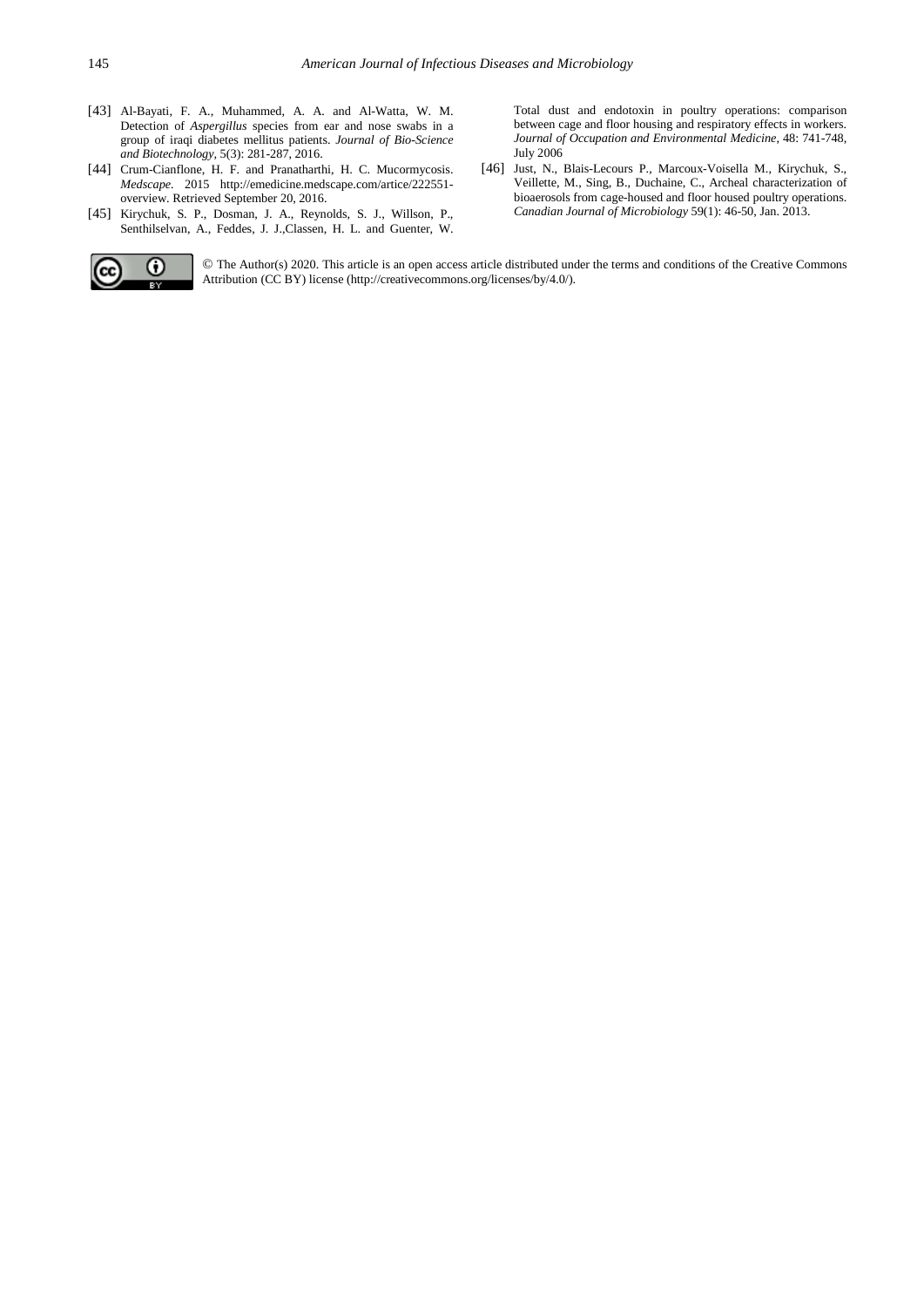[43] Al-Bayati, F. A., Muhammed, A. A. and Al-Watta, W. M. Detection of *Aspergillus* species from ear and nose swabs in a group of iraqi diabetes mellitus patients. *Journal of Bio-Science and Biotechnology*, 5(3): 281-287, 2016.

[44] Crum-Cianflone, H. F. and Pranatharthi, H. C. Mucormycosis. *Medscape.* 2015 http://emedicine.medscape.com/artice/222551-overview. Retrieved September 20, 2016.

[45] Kirychuk, S. P., Dosman, J. A., Reynolds, S. J., Willson, P., Senthilselvan, A., Feddes, J. J.,Classen, H. L. and Guenter, W. Total dust and endotoxin in poultry operations: comparison between cage and floor housing and respiratory effects in workers. *Journal of Occupation and Environmental Medicine*, 48: 741-748, July 2006

[46] Just, N., Blais-Lecours P., Marcoux-Voisella M., Kirychuk, S., Veillette, M., Sing, B., Duchaine, C., Archeal characterization of bioaerosols from cage-housed and floor housed poultry operations. *Canadian Journal of Microbiology* 59(1): 46-50, Jan. 2013.

© The Author(s) 2020. This article is an open access article distributed under the terms and conditions of the Creative Commons Attribution (CC BY) license (http://creativecommons.org/licenses/by/4.0/).